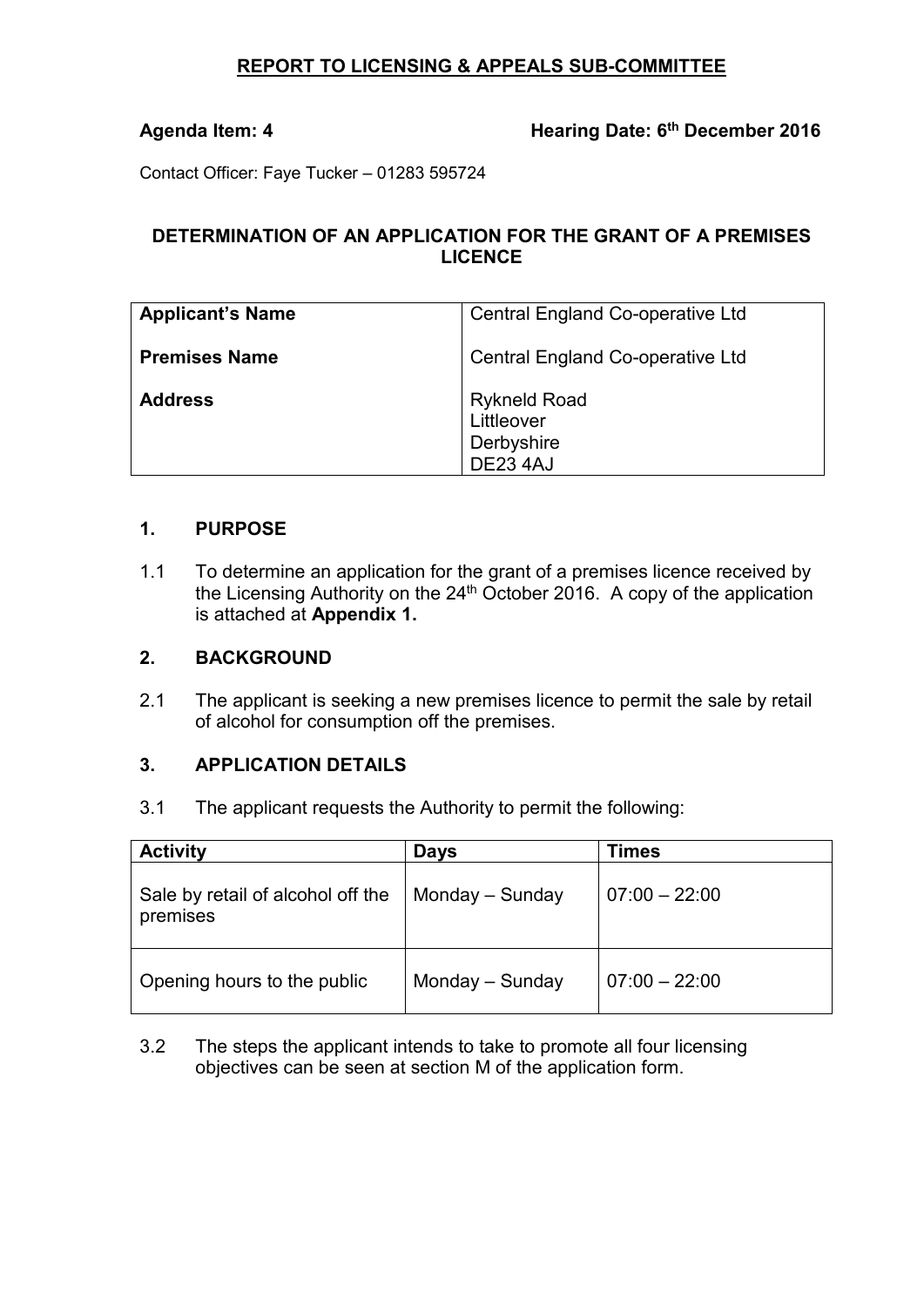## REPORT TO LICENSING & APPEALS SUB-COMMITTEE

**Agenda Item: 4** **Hearing Date: 6th December 2016**

Contact Officer: Faye Tucker – 01283 595724

### DETERMINATION OF AN APPLICATION FOR THE GRANT OF A PREMISES LICENCE

| **Applicant's Name** | Central England Co-operative Ltd |
|---|---|
| **Premises Name** | Central England Co-operative Ltd |
| **Address** | Rykneld Road<br>Littleover<br>Derbyshire<br>DE23 4AJ |

### 1. PURPOSE

1.1 To determine an application for the grant of a premises licence received by the Licensing Authority on the 24th October 2016. A copy of the application is attached at **Appendix 1.**

### 2. BACKGROUND

2.1 The applicant is seeking a new premises licence to permit the sale by retail of alcohol for consumption off the premises.

### 3. APPLICATION DETAILS

3.1 The applicant requests the Authority to permit the following:

| Activity | Days | Times |
|---|---|---|
| Sale by retail of alcohol off the premises | Monday – Sunday | 07:00 – 22:00 |
| Opening hours to the public | Monday – Sunday | 07:00 – 22:00 |

3.2 The steps the applicant intends to take to promote all four licensing objectives can be seen at section M of the application form.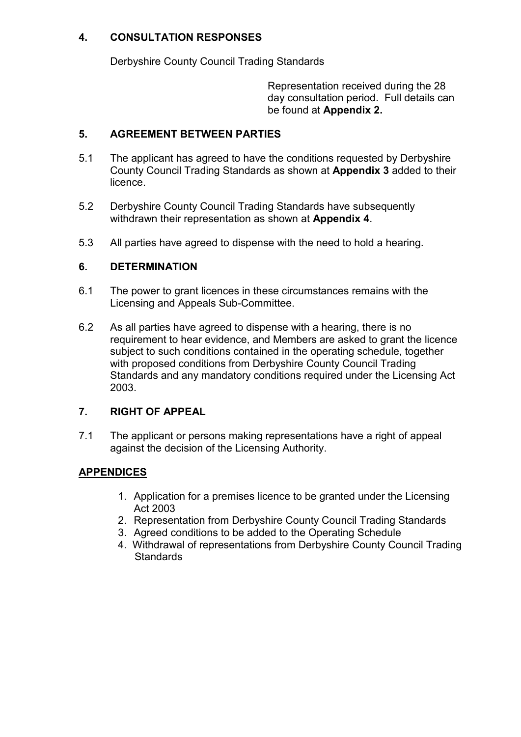## 4. CONSULTATION RESPONSES

Derbyshire County Council Trading Standards

Representation received during the 28 day consultation period. Full details can be found at **Appendix 2.**

## 5. AGREEMENT BETWEEN PARTIES

5.1 The applicant has agreed to have the conditions requested by Derbyshire County Council Trading Standards as shown at **Appendix 3** added to their licence.

5.2 Derbyshire County Council Trading Standards have subsequently withdrawn their representation as shown at **Appendix 4**.

5.3 All parties have agreed to dispense with the need to hold a hearing.

## 6. DETERMINATION

6.1 The power to grant licences in these circumstances remains with the Licensing and Appeals Sub-Committee.

6.2 As all parties have agreed to dispense with a hearing, there is no requirement to hear evidence, and Members are asked to grant the licence subject to such conditions contained in the operating schedule, together with proposed conditions from Derbyshire County Council Trading Standards and any mandatory conditions required under the Licensing Act 2003.

## 7. RIGHT OF APPEAL

7.1 The applicant or persons making representations have a right of appeal against the decision of the Licensing Authority.

## APPENDICES

1. Application for a premises licence to be granted under the Licensing Act 2003
2. Representation from Derbyshire County Council Trading Standards
3. Agreed conditions to be added to the Operating Schedule
4. Withdrawal of representations from Derbyshire County Council Trading Standards